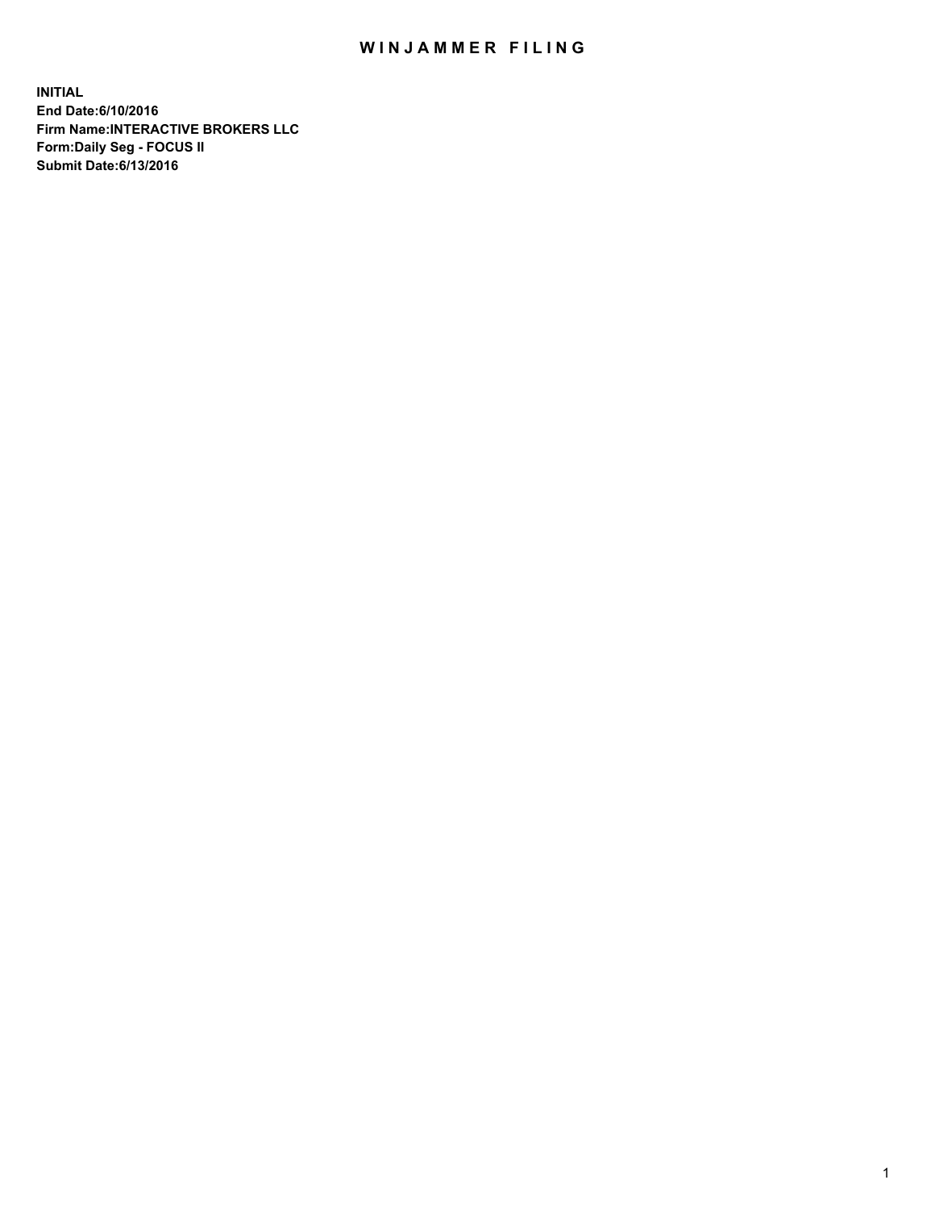# WINJAMMER FILING

**INITIAL**
**End Date:6/10/2016**
**Firm Name:INTERACTIVE BROKERS LLC**
**Form:Daily Seg - FOCUS II**
**Submit Date:6/13/2016**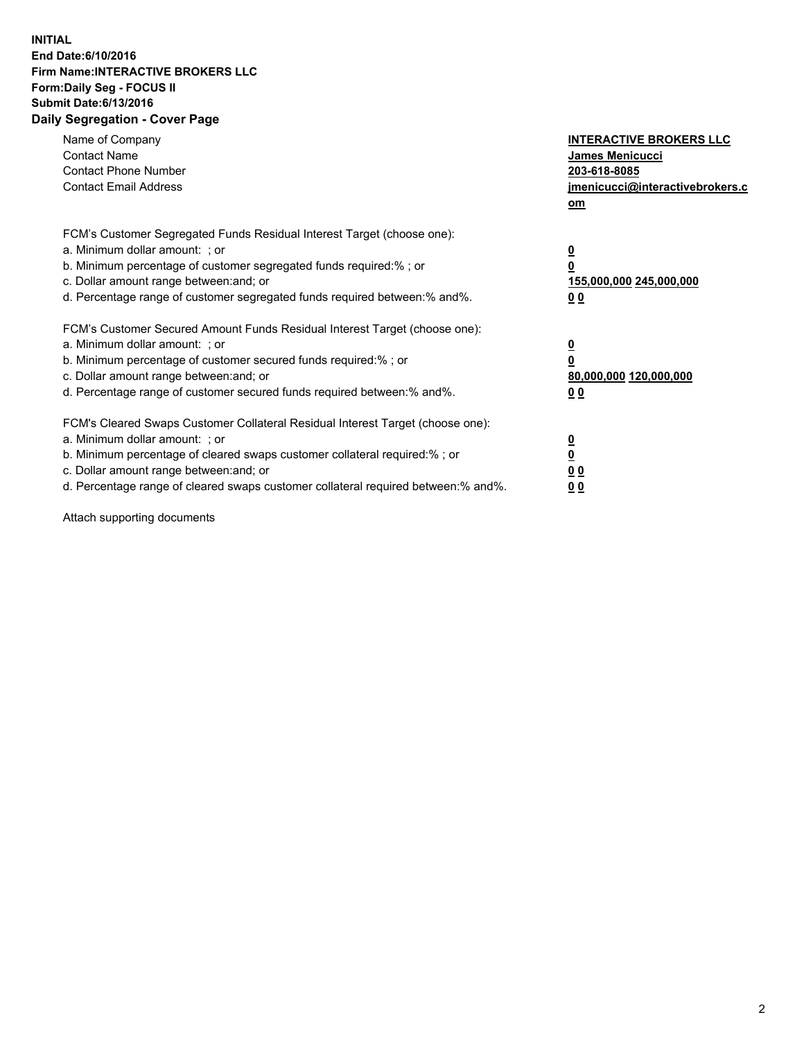**INITIAL**
**End Date:6/10/2016**
**Firm Name:INTERACTIVE BROKERS LLC**
**Form:Daily Seg - FOCUS II**
**Submit Date:6/13/2016**

## Daily Segregation - Cover Page

| | |
|---|---|
| Name of Company | **INTERACTIVE BROKERS LLC** |
| Contact Name | **James Menicucci** |
| Contact Phone Number | **203-618-8085** |
| Contact Email Address | **jmenicucci@interactivebrokers.com** |

FCM's Customer Segregated Funds Residual Interest Target (choose one):

| | |
|---|---|
| a. Minimum dollar amount: ; or | **0** |
| b. Minimum percentage of customer segregated funds required:% ; or | **0** |
| c. Dollar amount range between:and; or | **155,000,000 245,000,000** |
| d. Percentage range of customer segregated funds required between:% and%. | **0 0** |

FCM's Customer Secured Amount Funds Residual Interest Target (choose one):

| | |
|---|---|
| a. Minimum dollar amount: ; or | **0** |
| b. Minimum percentage of customer secured funds required:% ; or | **0** |
| c. Dollar amount range between:and; or | **80,000,000 120,000,000** |
| d. Percentage range of customer secured funds required between:% and%. | **0 0** |

FCM's Cleared Swaps Customer Collateral Residual Interest Target (choose one):

| | |
|---|---|
| a. Minimum dollar amount: ; or | **0** |
| b. Minimum percentage of cleared swaps customer collateral required:% ; or | **0** |
| c. Dollar amount range between:and; or | **0 0** |
| d. Percentage range of cleared swaps customer collateral required between:% and%. | **0 0** |

Attach supporting documents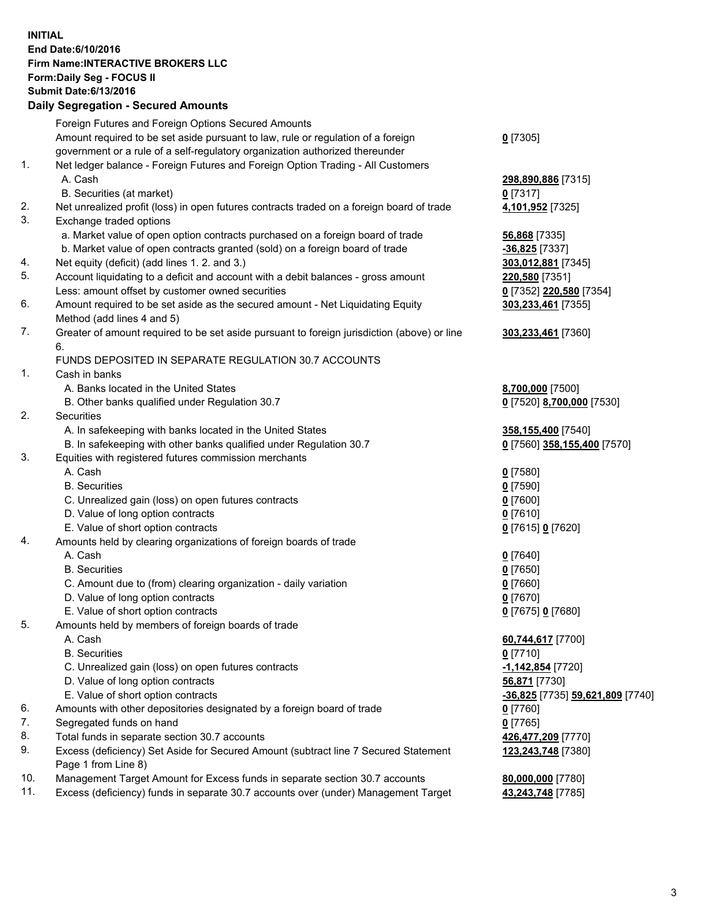**INITIAL**
**End Date:6/10/2016**
**Firm Name:INTERACTIVE BROKERS LLC**
**Form:Daily Seg - FOCUS II**
**Submit Date:6/13/2016**

## Daily Segregation - Secured Amounts

| | | |
|---|---|---|
| | Foreign Futures and Foreign Options Secured Amounts | |
| | Amount required to be set aside pursuant to law, rule or regulation of a foreign government or a rule of a self-regulatory organization authorized thereunder | **0** [7305] |
| 1. | Net ledger balance - Foreign Futures and Foreign Option Trading - All Customers | |
| | A. Cash | **298,890,886** [7315] |
| | B. Securities (at market) | **0** [7317] |
| 2. | Net unrealized profit (loss) in open futures contracts traded on a foreign board of trade | **4,101,952** [7325] |
| 3. | Exchange traded options | |
| | a. Market value of open option contracts purchased on a foreign board of trade | **56,868** [7335] |
| | b. Market value of open contracts granted (sold) on a foreign board of trade | **-36,825** [7337] |
| 4. | Net equity (deficit) (add lines 1. 2. and 3.) | **303,012,881** [7345] |
| 5. | Account liquidating to a deficit and account with a debit balances - gross amount | **220,580** [7351] |
| | Less: amount offset by customer owned securities | **0** [7352] **220,580** [7354] |
| 6. | Amount required to be set aside as the secured amount - Net Liquidating Equity Method (add lines 4 and 5) | **303,233,461** [7355] |
| 7. | Greater of amount required to be set aside pursuant to foreign jurisdiction (above) or line 6. | **303,233,461** [7360] |
| | FUNDS DEPOSITED IN SEPARATE REGULATION 30.7 ACCOUNTS | |
| 1. | Cash in banks | |
| | A. Banks located in the United States | **8,700,000** [7500] |
| | B. Other banks qualified under Regulation 30.7 | **0** [7520] **8,700,000** [7530] |
| 2. | Securities | |
| | A. In safekeeping with banks located in the United States | **358,155,400** [7540] |
| | B. In safekeeping with other banks qualified under Regulation 30.7 | **0** [7560] **358,155,400** [7570] |
| 3. | Equities with registered futures commission merchants | |
| | A. Cash | **0** [7580] |
| | B. Securities | **0** [7590] |
| | C. Unrealized gain (loss) on open futures contracts | **0** [7600] |
| | D. Value of long option contracts | **0** [7610] |
| | E. Value of short option contracts | **0** [7615] **0** [7620] |
| 4. | Amounts held by clearing organizations of foreign boards of trade | |
| | A. Cash | **0** [7640] |
| | B. Securities | **0** [7650] |
| | C. Amount due to (from) clearing organization - daily variation | **0** [7660] |
| | D. Value of long option contracts | **0** [7670] |
| | E. Value of short option contracts | **0** [7675] **0** [7680] |
| 5. | Amounts held by members of foreign boards of trade | |
| | A. Cash | **60,744,617** [7700] |
| | B. Securities | **0** [7710] |
| | C. Unrealized gain (loss) on open futures contracts | **-1,142,854** [7720] |
| | D. Value of long option contracts | **56,871** [7730] |
| | E. Value of short option contracts | **-36,825** [7735] **59,621,809** [7740] |
| 6. | Amounts with other depositories designated by a foreign board of trade | **0** [7760] |
| 7. | Segregated funds on hand | **0** [7765] |
| 8. | Total funds in separate section 30.7 accounts | **426,477,209** [7770] |
| 9. | Excess (deficiency) Set Aside for Secured Amount (subtract line 7 Secured Statement Page 1 from Line 8) | **123,243,748** [7380] |
| 10. | Management Target Amount for Excess funds in separate section 30.7 accounts | **80,000,000** [7780] |
| 11. | Excess (deficiency) funds in separate 30.7 accounts over (under) Management Target | **43,243,748** [7785] |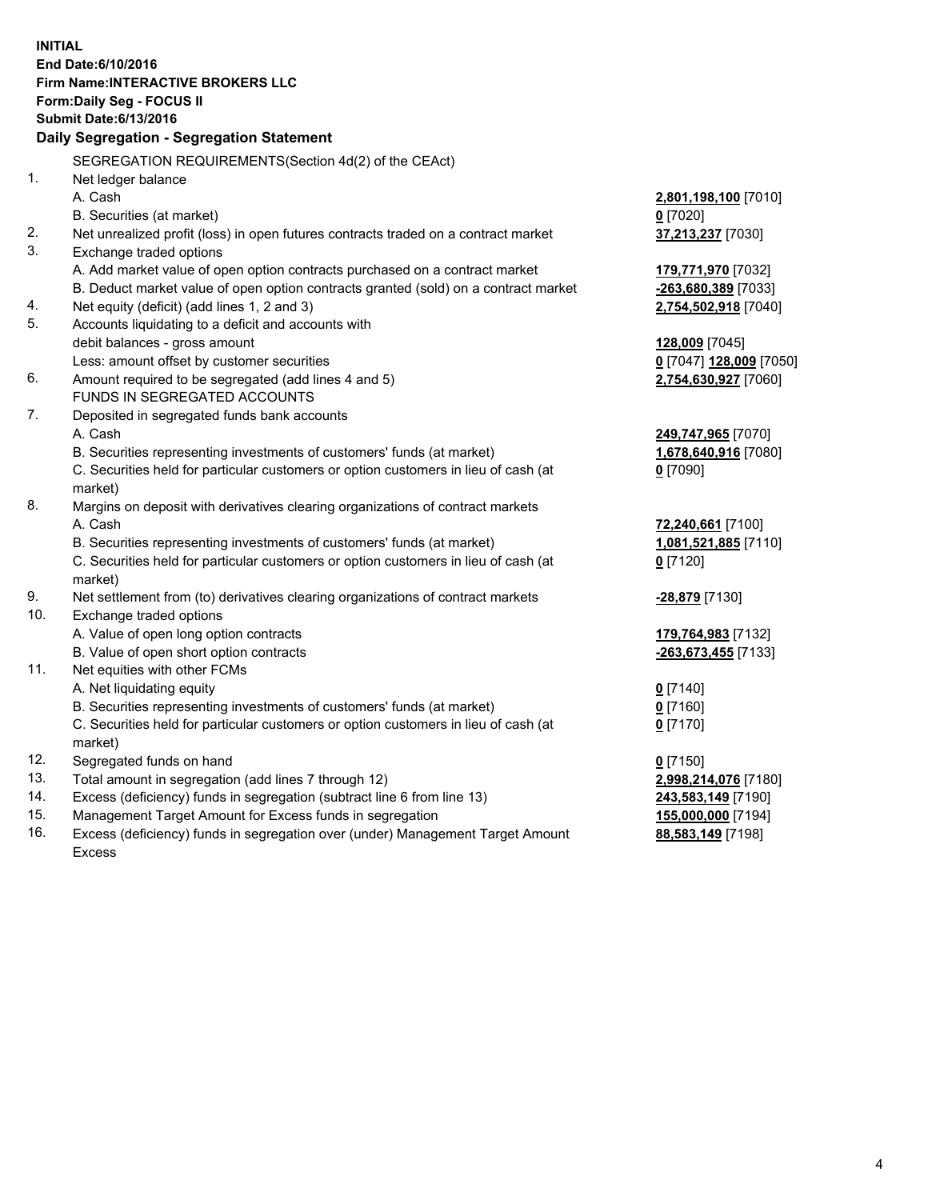**INITIAL**
**End Date:6/10/2016**
**Firm Name:INTERACTIVE BROKERS LLC**
**Form:Daily Seg - FOCUS II**
**Submit Date:6/13/2016**

## Daily Segregation - Segregation Statement

| | | |
|---|---|---|
| | SEGREGATION REQUIREMENTS(Section 4d(2) of the CEAct) | |
| 1. | Net ledger balance | |
| | A. Cash | **2,801,198,100** [7010] |
| | B. Securities (at market) | **0** [7020] |
| 2. | Net unrealized profit (loss) in open futures contracts traded on a contract market | **37,213,237** [7030] |
| 3. | Exchange traded options | |
| | A. Add market value of open option contracts purchased on a contract market | **179,771,970** [7032] |
| | B. Deduct market value of open option contracts granted (sold) on a contract market | **-263,680,389** [7033] |
| 4. | Net equity (deficit) (add lines 1, 2 and 3) | **2,754,502,918** [7040] |
| 5. | Accounts liquidating to a deficit and accounts with debit balances - gross amount | **128,009** [7045] |
| | Less: amount offset by customer securities | **0** [7047] **128,009** [7050] |
| 6. | Amount required to be segregated (add lines 4 and 5) | **2,754,630,927** [7060] |
| | FUNDS IN SEGREGATED ACCOUNTS | |
| 7. | Deposited in segregated funds bank accounts | |
| | A. Cash | **249,747,965** [7070] |
| | B. Securities representing investments of customers' funds (at market) | **1,678,640,916** [7080] |
| | C. Securities held for particular customers or option customers in lieu of cash (at market) | **0** [7090] |
| 8. | Margins on deposit with derivatives clearing organizations of contract markets | |
| | A. Cash | **72,240,661** [7100] |
| | B. Securities representing investments of customers' funds (at market) | **1,081,521,885** [7110] |
| | C. Securities held for particular customers or option customers in lieu of cash (at market) | **0** [7120] |
| 9. | Net settlement from (to) derivatives clearing organizations of contract markets | **-28,879** [7130] |
| 10. | Exchange traded options | |
| | A. Value of open long option contracts | **179,764,983** [7132] |
| | B. Value of open short option contracts | **-263,673,455** [7133] |
| 11. | Net equities with other FCMs | |
| | A. Net liquidating equity | **0** [7140] |
| | B. Securities representing investments of customers' funds (at market) | **0** [7160] |
| | C. Securities held for particular customers or option customers in lieu of cash (at market) | **0** [7170] |
| 12. | Segregated funds on hand | **0** [7150] |
| 13. | Total amount in segregation (add lines 7 through 12) | **2,998,214,076** [7180] |
| 14. | Excess (deficiency) funds in segregation (subtract line 6 from line 13) | **243,583,149** [7190] |
| 15. | Management Target Amount for Excess funds in segregation | **155,000,000** [7194] |
| 16. | Excess (deficiency) funds in segregation over (under) Management Target Amount Excess | **88,583,149** [7198] |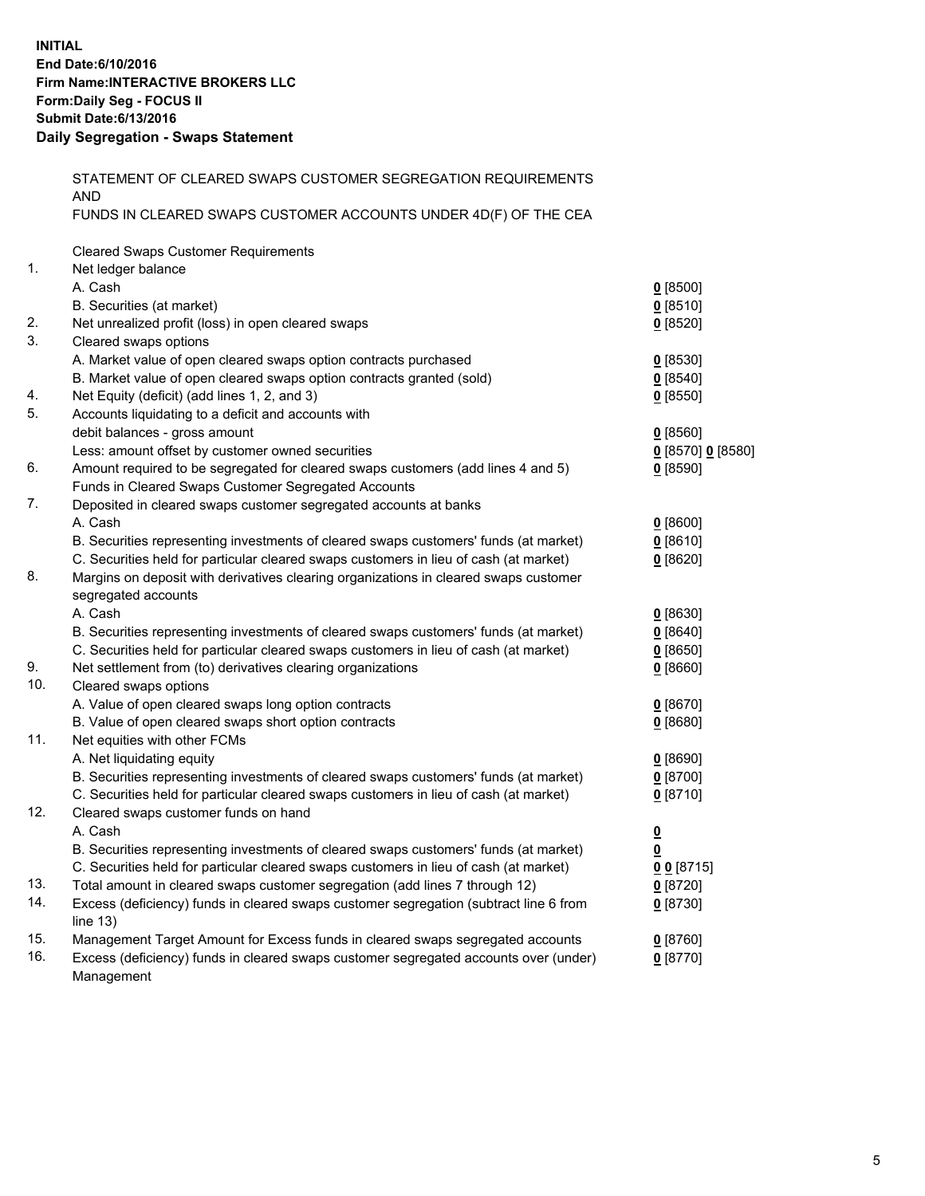**INITIAL**
**End Date:6/10/2016**
**Firm Name:INTERACTIVE BROKERS LLC**
**Form:Daily Seg - FOCUS II**
**Submit Date:6/13/2016**
**Daily Segregation - Swaps Statement**

STATEMENT OF CLEARED SWAPS CUSTOMER SEGREGATION REQUIREMENTS AND FUNDS IN CLEARED SWAPS CUSTOMER ACCOUNTS UNDER 4D(F) OF THE CEA

| | | |
|---|---|---|
| | Cleared Swaps Customer Requirements | |
| 1. | Net ledger balance | |
| | A. Cash | 0 [8500] |
| | B. Securities (at market) | 0 [8510] |
| 2. | Net unrealized profit (loss) in open cleared swaps | 0 [8520] |
| 3. | Cleared swaps options | |
| | A. Market value of open cleared swaps option contracts purchased | 0 [8530] |
| | B. Market value of open cleared swaps option contracts granted (sold) | 0 [8540] |
| 4. | Net Equity (deficit) (add lines 1, 2, and 3) | 0 [8550] |
| 5. | Accounts liquidating to a deficit and accounts with debit balances - gross amount | 0 [8560] |
| | Less: amount offset by customer owned securities | 0 [8570] 0 [8580] |
| 6. | Amount required to be segregated for cleared swaps customers (add lines 4 and 5) | 0 [8590] |
| | Funds in Cleared Swaps Customer Segregated Accounts | |
| 7. | Deposited in cleared swaps customer segregated accounts at banks | |
| | A. Cash | 0 [8600] |
| | B. Securities representing investments of cleared swaps customers' funds (at market) | 0 [8610] |
| | C. Securities held for particular cleared swaps customers in lieu of cash (at market) | 0 [8620] |
| 8. | Margins on deposit with derivatives clearing organizations in cleared swaps customer segregated accounts | |
| | A. Cash | 0 [8630] |
| | B. Securities representing investments of cleared swaps customers' funds (at market) | 0 [8640] |
| | C. Securities held for particular cleared swaps customers in lieu of cash (at market) | 0 [8650] |
| 9. | Net settlement from (to) derivatives clearing organizations | 0 [8660] |
| 10. | Cleared swaps options | |
| | A. Value of open cleared swaps long option contracts | 0 [8670] |
| | B. Value of open cleared swaps short option contracts | 0 [8680] |
| 11. | Net equities with other FCMs | |
| | A. Net liquidating equity | 0 [8690] |
| | B. Securities representing investments of cleared swaps customers' funds (at market) | 0 [8700] |
| | C. Securities held for particular cleared swaps customers in lieu of cash (at market) | 0 [8710] |
| 12. | Cleared swaps customer funds on hand | |
| | A. Cash | 0 |
| | B. Securities representing investments of cleared swaps customers' funds (at market) | 0 |
| | C. Securities held for particular cleared swaps customers in lieu of cash (at market) | 0 0 [8715] |
| 13. | Total amount in cleared swaps customer segregation (add lines 7 through 12) | 0 [8720] |
| 14. | Excess (deficiency) funds in cleared swaps customer segregation (subtract line 6 from line 13) | 0 [8730] |
| 15. | Management Target Amount for Excess funds in cleared swaps segregated accounts | 0 [8760] |
| 16. | Excess (deficiency) funds in cleared swaps customer segregated accounts over (under) Management | 0 [8770] |